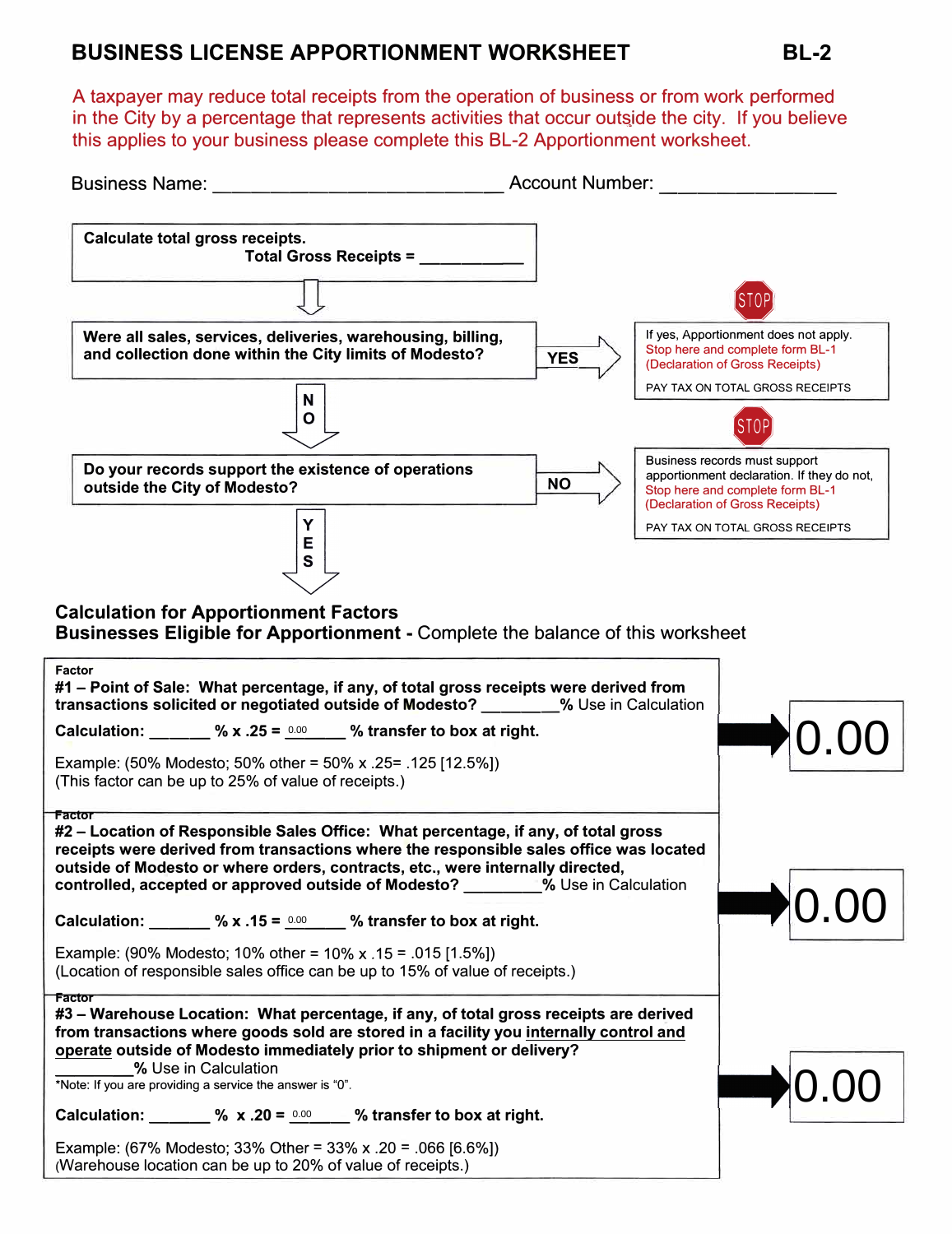# BUSINESS LICENSE APPORTIONMENT WORKSHEET BL-2

A taxpayer may reduce total receipts from the operation of business or from work performed in the City by a percentage that represents activities that occur outside the city. If you believe this applies to your business please complete this BL-2 Apportionment worksheet.

Business Name: ___________________________ Account Number: ________________

**Calculate total gross receipts.**
**Total Gross Receipts = ___________**

**Were all sales, services, deliveries, warehousing, billing, and collection done within the City limits of Modesto?**

**YES** → STOP — If yes, Apportionment does not apply. Stop here and complete form BL-1 (Declaration of Gross Receipts)

PAY TAX ON TOTAL GROSS RECEIPTS

**NO** ↓

**Do your records support the existence of operations outside the City of Modesto?**

**NO** → STOP — Business records must support apportionment declaration. If they do not, Stop here and complete form BL-1 (Declaration of Gross Receipts)

PAY TAX ON TOTAL GROSS RECEIPTS

**YES** ↓

## Calculation for Apportionment Factors

**Businesses Eligible for Apportionment -** Complete the balance of this worksheet

**Factor**

**#1 – Point of Sale: What percentage, if any, of total gross receipts were derived from transactions solicited or negotiated outside of Modesto? _________%** Use in Calculation

**Calculation: _______ % x .25 = 0.00 % transfer to box at right.**

Example: (50% Modesto; 50% other = 50% x .25= .125 [12.5%])
(This factor can be up to 25% of value of receipts.)

→ 0.00

**Factor**

**#2 – Location of Responsible Sales Office: What percentage, if any, of total gross receipts were derived from transactions where the responsible sales office was located outside of Modesto or where orders, contracts, etc., were internally directed, controlled, accepted or approved outside of Modesto? _________%** Use in Calculation

**Calculation: _______ % x .15 = 0.00 % transfer to box at right.**

Example: (90% Modesto; 10% other = 10% x .15 = .015 [1.5%])
(Location of responsible sales office can be up to 15% of value of receipts.)

→ 0.00

**Factor**

**#3 – Warehouse Location: What percentage, if any, of total gross receipts are derived from transactions where goods sold are stored in a facility you internally control and operate outside of Modesto immediately prior to shipment or delivery?**
**_________%** Use in Calculation

*Note: If you are providing a service the answer is "0".

**Calculation: _______ % x .20 = 0.00 % transfer to box at right.**

Example: (67% Modesto; 33% Other = 33% x .20 = .066 [6.6%])
(Warehouse location can be up to 20% of value of receipts.)

→ 0.00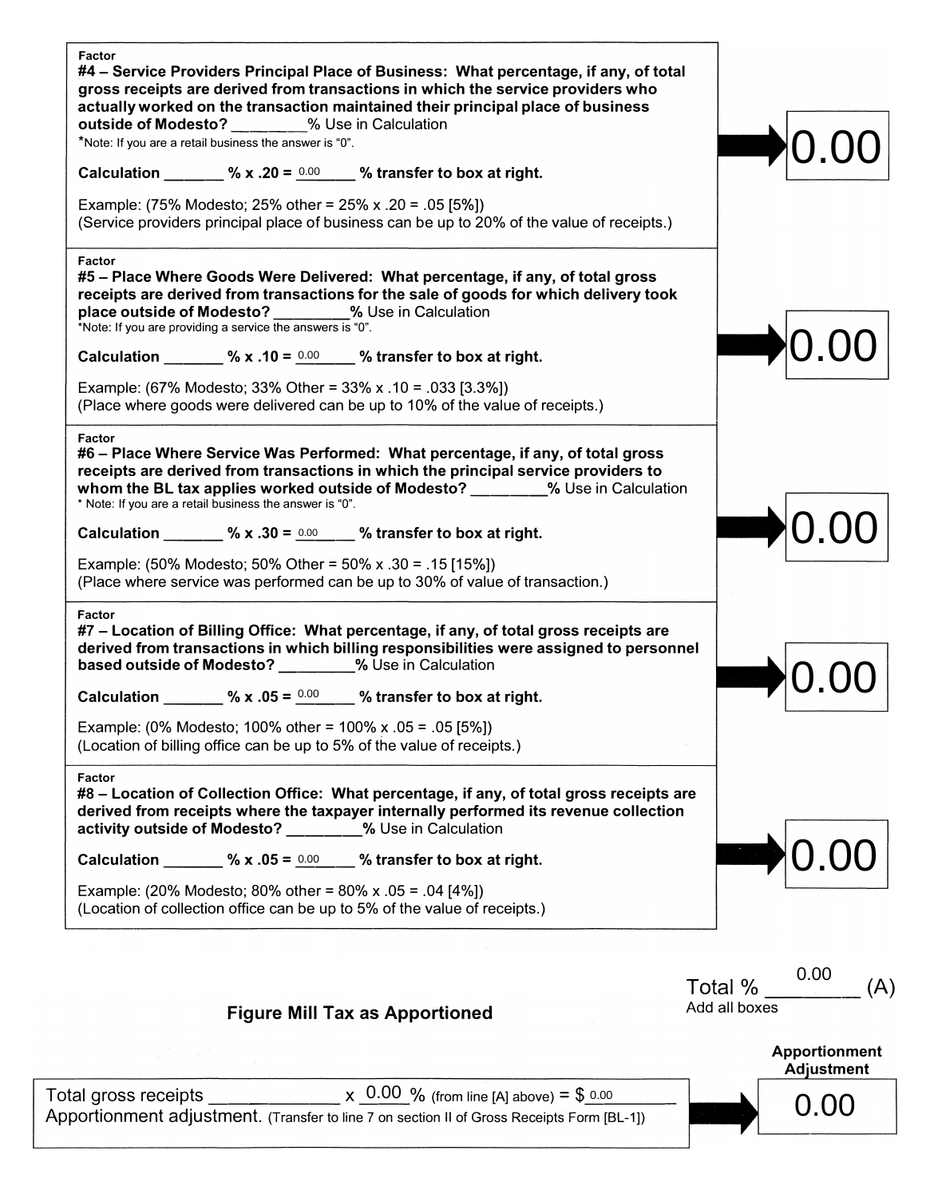Factor
**#4 – Service Providers Principal Place of Business: What percentage, if any, of total gross receipts are derived from transactions in which the service providers who actually worked on the transaction maintained their principal place of business outside of Modesto? ________%** Use in Calculation
*Note: If you are a retail business the answer is "0".

**Calculation _______ % x .20 = 0.00 _____ % transfer to box at right.**

Example: (75% Modesto; 25% other = 25% x .20 = .05 [5%])
(Service providers principal place of business can be up to 20% of the value of receipts.)

**0.00**

Factor
**#5 – Place Where Goods Were Delivered: What percentage, if any, of total gross receipts are derived from transactions for the sale of goods for which delivery took place outside of Modesto? ________%** Use in Calculation
*Note: If you are providing a service the answers is "0".

**Calculation _______ % x .10 = 0.00 _____ % transfer to box at right.**

Example: (67% Modesto; 33% Other = 33% x .10 = .033 [3.3%])
(Place where goods were delivered can be up to 10% of the value of receipts.)

**0.00**

Factor
**#6 – Place Where Service Was Performed: What percentage, if any, of total gross receipts are derived from transactions in which the principal service providers to whom the BL tax applies worked outside of Modesto? ________%** Use in Calculation
* Note: If you are a retail business the answer is "0".

**Calculation _______ % x .30 = 0.00 _____ % transfer to box at right.**

Example: (50% Modesto; 50% Other = 50% x .30 = .15 [15%])
(Place where service was performed can be up to 30% of value of transaction.)

**0.00**

Factor
**#7 – Location of Billing Office: What percentage, if any, of total gross receipts are derived from transactions in which billing responsibilities were assigned to personnel based outside of Modesto? ________%** Use in Calculation

**Calculation _______ % x .05 = 0.00 _____ % transfer to box at right.**

Example: (0% Modesto; 100% other = 100% x .05 = .05 [5%])
(Location of billing office can be up to 5% of the value of receipts.)

**0.00**

Factor
**#8 – Location of Collection Office: What percentage, if any, of total gross receipts are derived from receipts where the taxpayer internally performed its revenue collection activity outside of Modesto? ________%** Use in Calculation

**Calculation _______ % x .05 = 0.00 _____ % transfer to box at right.**

Example: (20% Modesto; 80% other = 80% x .05 = .04 [4%])
(Location of collection office can be up to 5% of the value of receipts.)

**0.00**

Total % 0.00 (A)
Add all boxes

**Figure Mill Tax as Apportioned**

Total gross receipts ____________ x 0.00 % (from line [A] above) = $ 0.00
Apportionment adjustment. (Transfer to line 7 on section II of Gross Receipts Form [BL-1])

**Apportionment Adjustment**

0.00